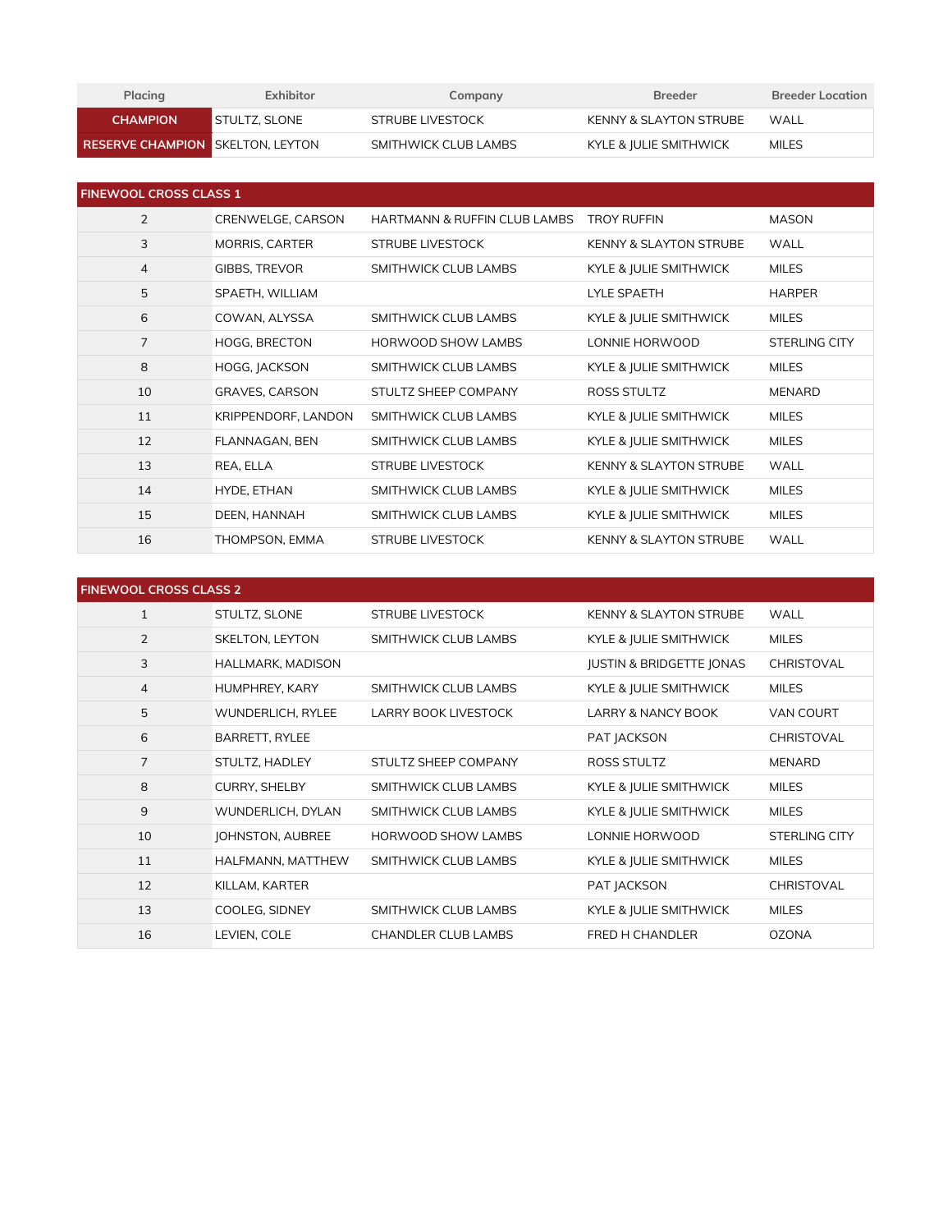| Placing | Exhibitor | Company | Breeder | Breeder Location |
|---|---|---|---|---|
| CHAMPION | STULTZ, SLONE | STRUBE LIVESTOCK | KENNY & SLAYTON STRUBE | WALL |
| RESERVE CHAMPION | SKELTON, LEYTON | SMITHWICK CLUB LAMBS | KYLE & JULIE SMITHWICK | MILES |

| FINEWOOL CROSS CLASS 1 | | | | |
|---|---|---|---|---|
| 2 | CRENWELGE, CARSON | HARTMANN & RUFFIN CLUB LAMBS | TROY RUFFIN | MASON |
| 3 | MORRIS, CARTER | STRUBE LIVESTOCK | KENNY & SLAYTON STRUBE | WALL |
| 4 | GIBBS, TREVOR | SMITHWICK CLUB LAMBS | KYLE & JULIE SMITHWICK | MILES |
| 5 | SPAETH, WILLIAM | | LYLE SPAETH | HARPER |
| 6 | COWAN, ALYSSA | SMITHWICK CLUB LAMBS | KYLE & JULIE SMITHWICK | MILES |
| 7 | HOGG, BRECTON | HORWOOD SHOW LAMBS | LONNIE HORWOOD | STERLING CITY |
| 8 | HOGG, JACKSON | SMITHWICK CLUB LAMBS | KYLE & JULIE SMITHWICK | MILES |
| 10 | GRAVES, CARSON | STULTZ SHEEP COMPANY | ROSS STULTZ | MENARD |
| 11 | KRIPPENDORF, LANDON | SMITHWICK CLUB LAMBS | KYLE & JULIE SMITHWICK | MILES |
| 12 | FLANNAGAN, BEN | SMITHWICK CLUB LAMBS | KYLE & JULIE SMITHWICK | MILES |
| 13 | REA, ELLA | STRUBE LIVESTOCK | KENNY & SLAYTON STRUBE | WALL |
| 14 | HYDE, ETHAN | SMITHWICK CLUB LAMBS | KYLE & JULIE SMITHWICK | MILES |
| 15 | DEEN, HANNAH | SMITHWICK CLUB LAMBS | KYLE & JULIE SMITHWICK | MILES |
| 16 | THOMPSON, EMMA | STRUBE LIVESTOCK | KENNY & SLAYTON STRUBE | WALL |

| FINEWOOL CROSS CLASS 2 | | | | |
|---|---|---|---|---|
| 1 | STULTZ, SLONE | STRUBE LIVESTOCK | KENNY & SLAYTON STRUBE | WALL |
| 2 | SKELTON, LEYTON | SMITHWICK CLUB LAMBS | KYLE & JULIE SMITHWICK | MILES |
| 3 | HALLMARK, MADISON | | JUSTIN & BRIDGETTE JONAS | CHRISTOVAL |
| 4 | HUMPHREY, KARY | SMITHWICK CLUB LAMBS | KYLE & JULIE SMITHWICK | MILES |
| 5 | WUNDERLICH, RYLEE | LARRY BOOK LIVESTOCK | LARRY & NANCY BOOK | VAN COURT |
| 6 | BARRETT, RYLEE | | PAT JACKSON | CHRISTOVAL |
| 7 | STULTZ, HADLEY | STULTZ SHEEP COMPANY | ROSS STULTZ | MENARD |
| 8 | CURRY, SHELBY | SMITHWICK CLUB LAMBS | KYLE & JULIE SMITHWICK | MILES |
| 9 | WUNDERLICH, DYLAN | SMITHWICK CLUB LAMBS | KYLE & JULIE SMITHWICK | MILES |
| 10 | JOHNSTON, AUBREE | HORWOOD SHOW LAMBS | LONNIE HORWOOD | STERLING CITY |
| 11 | HALFMANN, MATTHEW | SMITHWICK CLUB LAMBS | KYLE & JULIE SMITHWICK | MILES |
| 12 | KILLAM, KARTER | | PAT JACKSON | CHRISTOVAL |
| 13 | COOLEG, SIDNEY | SMITHWICK CLUB LAMBS | KYLE & JULIE SMITHWICK | MILES |
| 16 | LEVIEN, COLE | CHANDLER CLUB LAMBS | FRED H CHANDLER | OZONA |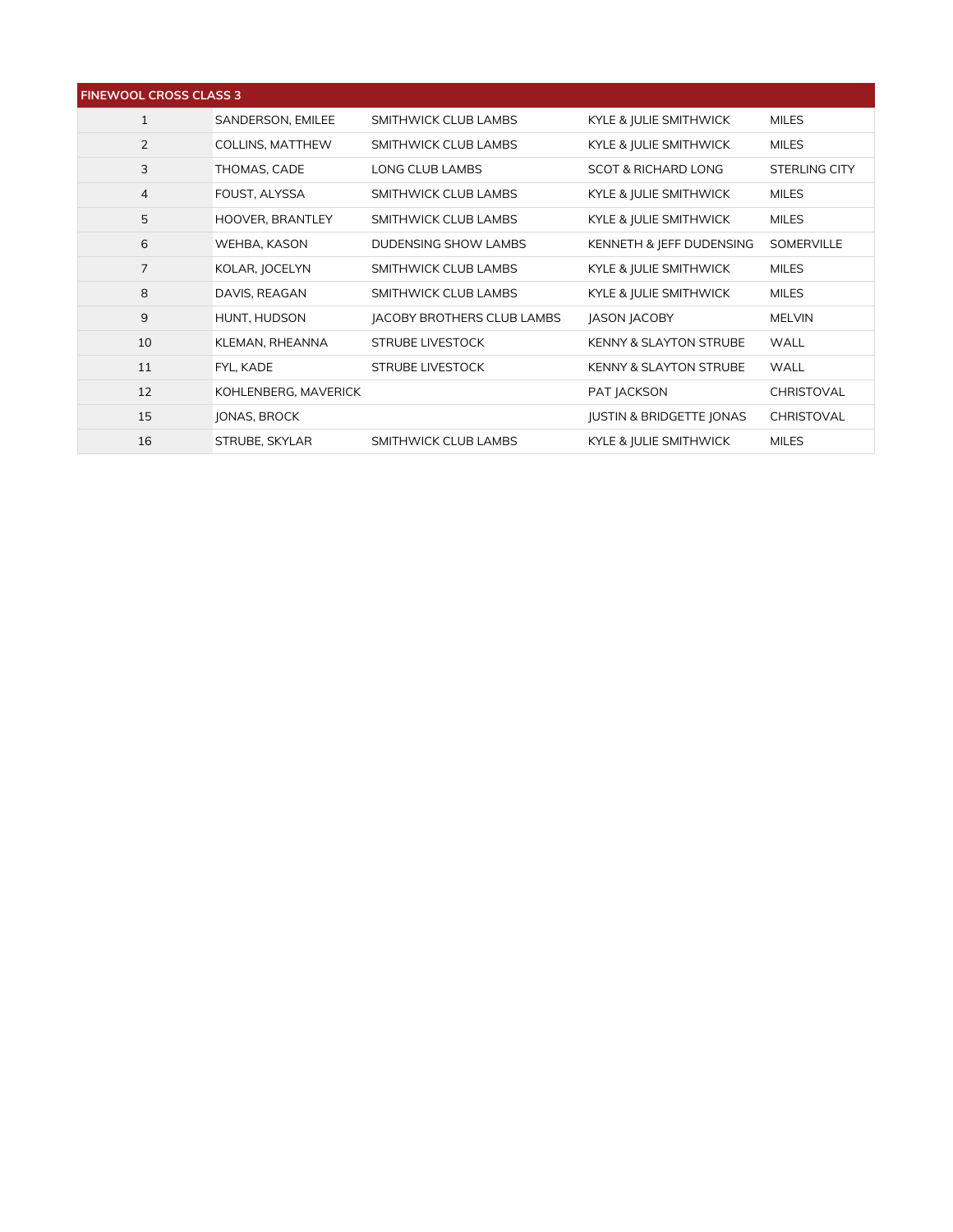| FINEWOOL CROSS CLASS 3 | | | | |
| --- | --- | --- | --- | --- |
| 1 | SANDERSON, EMILEE | SMITHWICK CLUB LAMBS | KYLE & JULIE SMITHWICK | MILES |
| 2 | COLLINS, MATTHEW | SMITHWICK CLUB LAMBS | KYLE & JULIE SMITHWICK | MILES |
| 3 | THOMAS, CADE | LONG CLUB LAMBS | SCOT & RICHARD LONG | STERLING CITY |
| 4 | FOUST, ALYSSA | SMITHWICK CLUB LAMBS | KYLE & JULIE SMITHWICK | MILES |
| 5 | HOOVER, BRANTLEY | SMITHWICK CLUB LAMBS | KYLE & JULIE SMITHWICK | MILES |
| 6 | WEHBA, KASON | DUDENSING SHOW LAMBS | KENNETH & JEFF DUDENSING | SOMERVILLE |
| 7 | KOLAR, JOCELYN | SMITHWICK CLUB LAMBS | KYLE & JULIE SMITHWICK | MILES |
| 8 | DAVIS, REAGAN | SMITHWICK CLUB LAMBS | KYLE & JULIE SMITHWICK | MILES |
| 9 | HUNT, HUDSON | JACOBY BROTHERS CLUB LAMBS | JASON JACOBY | MELVIN |
| 10 | KLEMAN, RHEANNA | STRUBE LIVESTOCK | KENNY & SLAYTON STRUBE | WALL |
| 11 | FYL, KADE | STRUBE LIVESTOCK | KENNY & SLAYTON STRUBE | WALL |
| 12 | KOHLENBERG, MAVERICK | | PAT JACKSON | CHRISTOVAL |
| 15 | JONAS, BROCK | | JUSTIN & BRIDGETTE JONAS | CHRISTOVAL |
| 16 | STRUBE, SKYLAR | SMITHWICK CLUB LAMBS | KYLE & JULIE SMITHWICK | MILES |